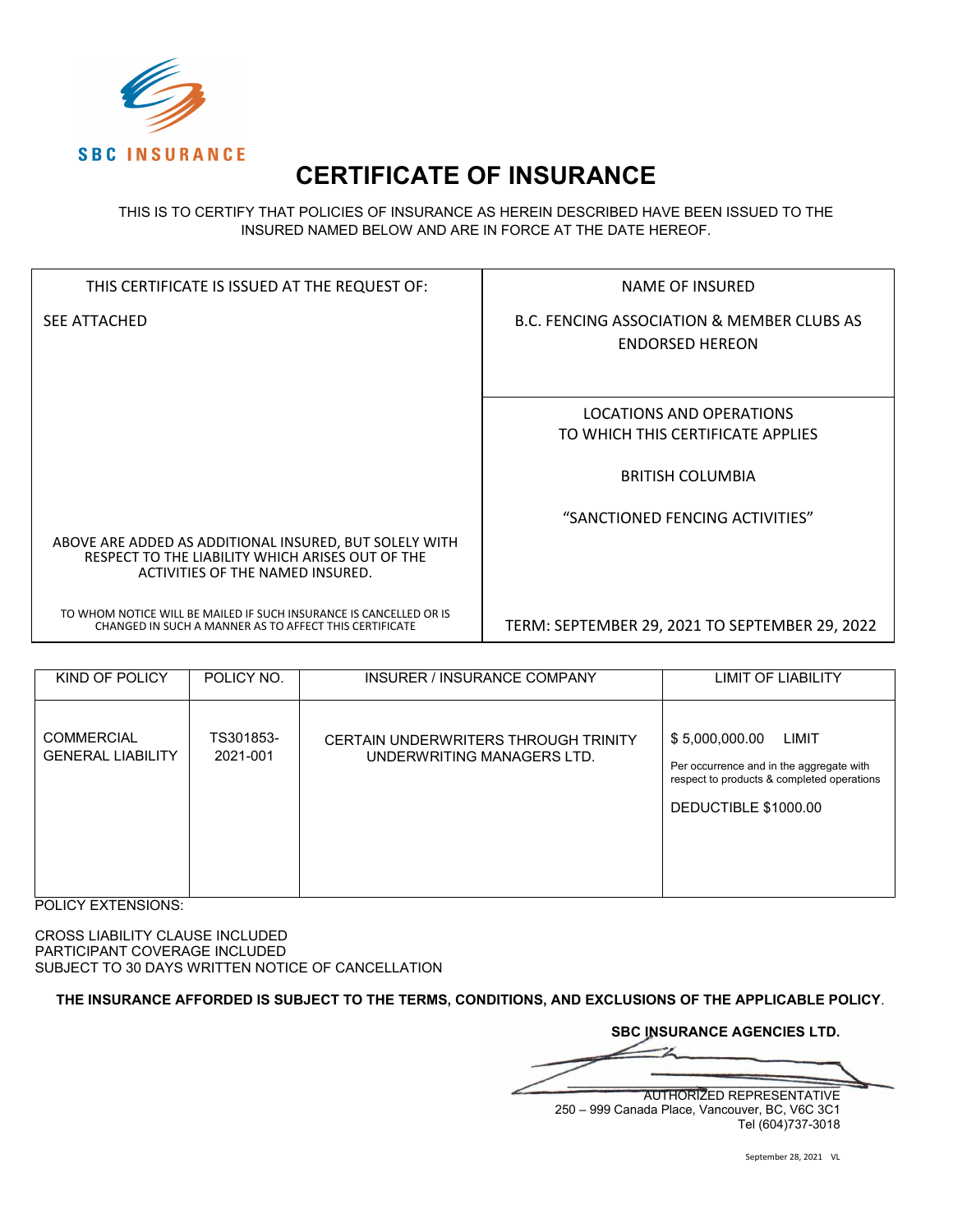SBC INSURANCE

# CERTIFICATE OF INSURANCE

THIS IS TO CERTIFY THAT POLICIES OF INSURANCE AS HEREIN DESCRIBED HAVE BEEN ISSUED TO THE INSURED NAMED BELOW AND ARE IN FORCE AT THE DATE HEREOF.

| THIS CERTIFICATE IS ISSUED AT THE REQUEST OF: | NAME OF INSURED |
|---|---|
| SEE ATTACHED | B.C. FENCING ASSOCIATION & MEMBER CLUBS AS ENDORSED HEREON |
| | LOCATIONS AND OPERATIONS TO WHICH THIS CERTIFICATE APPLIES<br><br>BRITISH COLUMBIA<br><br>"SANCTIONED FENCING ACTIVITIES" |
| ABOVE ARE ADDED AS ADDITIONAL INSURED, BUT SOLELY WITH RESPECT TO THE LIABILITY WHICH ARISES OUT OF THE ACTIVITIES OF THE NAMED INSURED.<br><br>TO WHOM NOTICE WILL BE MAILED IF SUCH INSURANCE IS CANCELLED OR IS CHANGED IN SUCH A MANNER AS TO AFFECT THIS CERTIFICATE | TERM: SEPTEMBER 29, 2021 TO SEPTEMBER 29, 2022 |

| KIND OF POLICY | POLICY NO. | INSURER / INSURANCE COMPANY | LIMIT OF LIABILITY |
|---|---|---|---|
| COMMERCIAL GENERAL LIABILITY | TS301853-2021-001 | CERTAIN UNDERWRITERS THROUGH TRINITY UNDERWRITING MANAGERS LTD. | $ 5,000,000.00 LIMIT<br>Per occurrence and in the aggregate with respect to products & completed operations<br>DEDUCTIBLE $1000.00 |

POLICY EXTENSIONS:

CROSS LIABILITY CLAUSE INCLUDED
PARTICIPANT COVERAGE INCLUDED
SUBJECT TO 30 DAYS WRITTEN NOTICE OF CANCELLATION

**THE INSURANCE AFFORDED IS SUBJECT TO THE TERMS, CONDITIONS, AND EXCLUSIONS OF THE APPLICABLE POLICY**.

**SBC INSURANCE AGENCIES LTD.**

AUTHORIZED REPRESENTATIVE
250 – 999 Canada Place, Vancouver, BC, V6C 3C1
Tel (604)737-3018

September 28, 2021 VL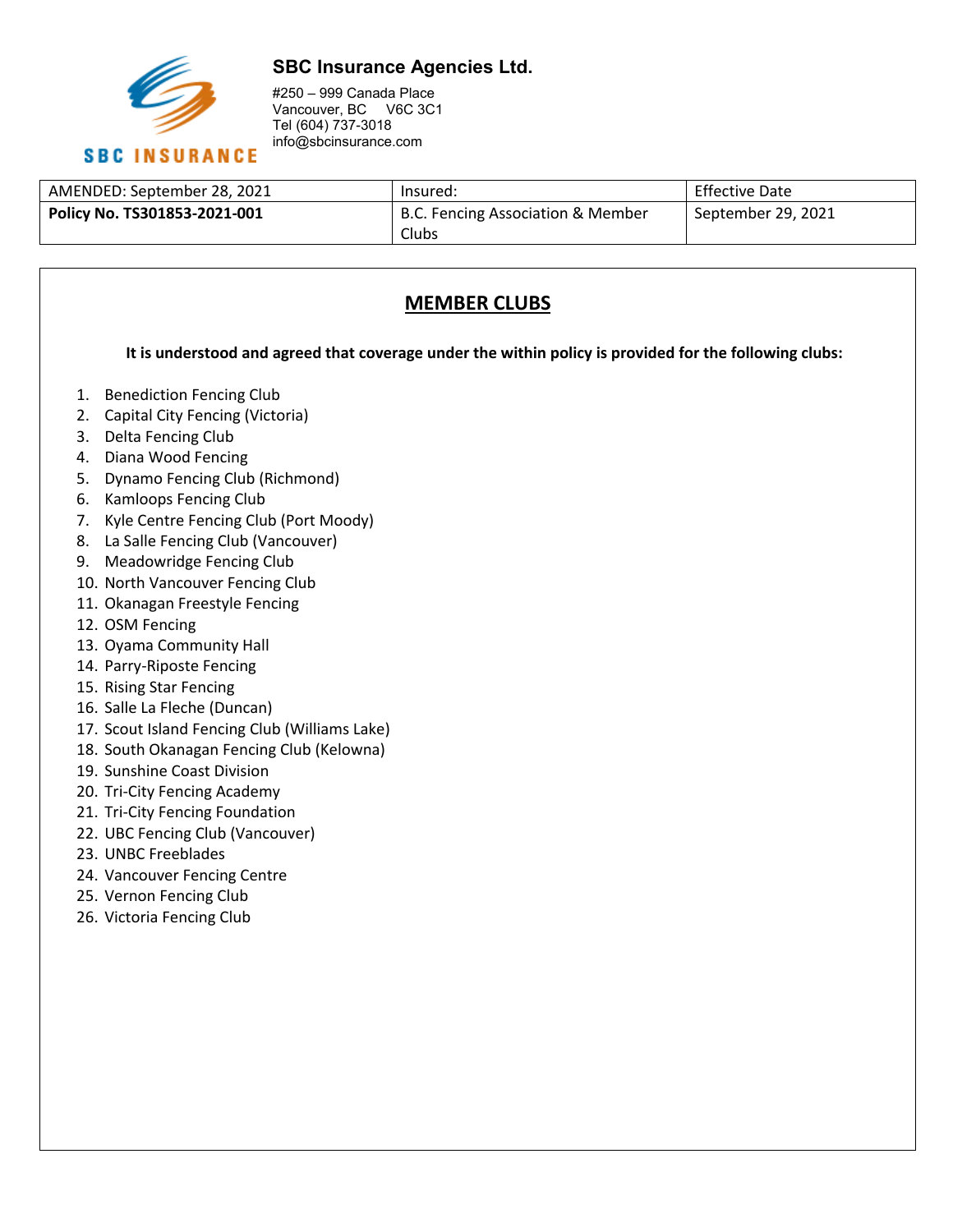**SBC Insurance Agencies Ltd.**

#250 – 999 Canada Place
Vancouver, BC V6C 3C1
Tel (604) 737-3018
info@sbcinsurance.com

| AMENDED: September 28, 2021 | Insured: | Effective Date |
|---|---|---|
| **Policy No. TS301853-2021-001** | B.C. Fencing Association & Member Clubs | September 29, 2021 |

## MEMBER CLUBS

**It is understood and agreed that coverage under the within policy is provided for the following clubs:**

1. Benediction Fencing Club
2. Capital City Fencing (Victoria)
3. Delta Fencing Club
4. Diana Wood Fencing
5. Dynamo Fencing Club (Richmond)
6. Kamloops Fencing Club
7. Kyle Centre Fencing Club (Port Moody)
8. La Salle Fencing Club (Vancouver)
9. Meadowridge Fencing Club
10. North Vancouver Fencing Club
11. Okanagan Freestyle Fencing
12. OSM Fencing
13. Oyama Community Hall
14. Parry-Riposte Fencing
15. Rising Star Fencing
16. Salle La Fleche (Duncan)
17. Scout Island Fencing Club (Williams Lake)
18. South Okanagan Fencing Club (Kelowna)
19. Sunshine Coast Division
20. Tri-City Fencing Academy
21. Tri-City Fencing Foundation
22. UBC Fencing Club (Vancouver)
23. UNBC Freeblades
24. Vancouver Fencing Centre
25. Vernon Fencing Club
26. Victoria Fencing Club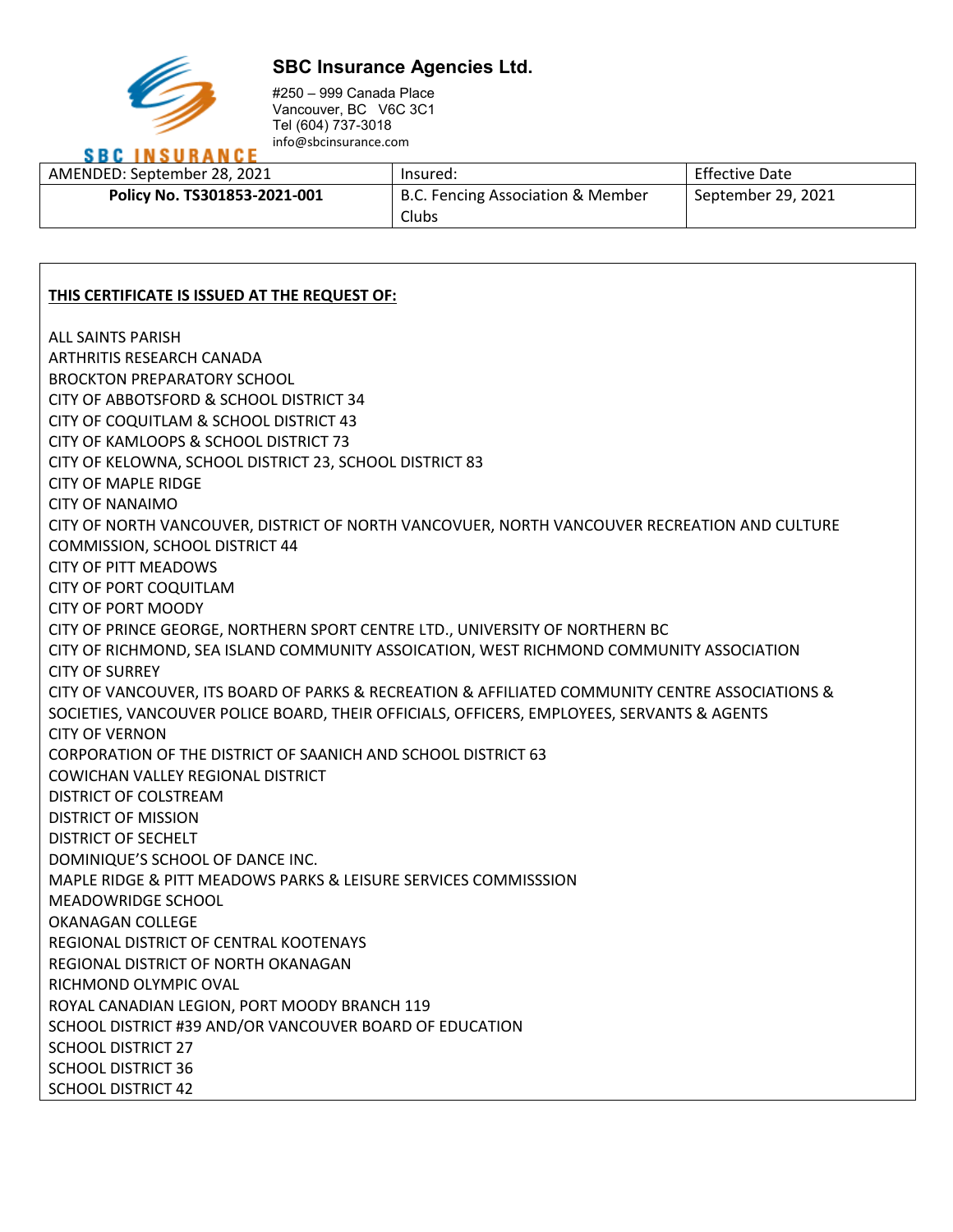**SBC Insurance Agencies Ltd.**

#250 – 999 Canada Place
Vancouver, BC V6C 3C1
Tel (604) 737-3018
info@sbcinsurance.com

| AMENDED: September 28, 2021 | Insured: | Effective Date |
|---|---|---|
| **Policy No. TS301853-2021-001** | B.C. Fencing Association & Member Clubs | September 29, 2021 |

**THIS CERTIFICATE IS ISSUED AT THE REQUEST OF:**

ALL SAINTS PARISH
ARTHRITIS RESEARCH CANADA
BROCKTON PREPARATORY SCHOOL
CITY OF ABBOTSFORD & SCHOOL DISTRICT 34
CITY OF COQUITLAM & SCHOOL DISTRICT 43
CITY OF KAMLOOPS & SCHOOL DISTRICT 73
CITY OF KELOWNA, SCHOOL DISTRICT 23, SCHOOL DISTRICT 83
CITY OF MAPLE RIDGE
CITY OF NANAIMO
CITY OF NORTH VANCOUVER, DISTRICT OF NORTH VANCOUVER, NORTH VANCOUVER RECREATION AND CULTURE COMMISSION, SCHOOL DISTRICT 44
CITY OF PITT MEADOWS
CITY OF PORT COQUITLAM
CITY OF PORT MOODY
CITY OF PRINCE GEORGE, NORTHERN SPORT CENTRE LTD., UNIVERSITY OF NORTHERN BC
CITY OF RICHMOND, SEA ISLAND COMMUNITY ASSOICATION, WEST RICHMOND COMMUNITY ASSOCIATION
CITY OF SURREY
CITY OF VANCOUVER, ITS BOARD OF PARKS & RECREATION & AFFILIATED COMMUNITY CENTRE ASSOCIATIONS & SOCIETIES, VANCOUVER POLICE BOARD, THEIR OFFICIALS, OFFICERS, EMPLOYEES, SERVANTS & AGENTS
CITY OF VERNON
CORPORATION OF THE DISTRICT OF SAANICH AND SCHOOL DISTRICT 63
COWICHAN VALLEY REGIONAL DISTRICT
DISTRICT OF COLSTREAM
DISTRICT OF MISSION
DISTRICT OF SECHELT
DOMINIQUE'S SCHOOL OF DANCE INC.
MAPLE RIDGE & PITT MEADOWS PARKS & LEISURE SERVICES COMMISSSION
MEADOWRIDGE SCHOOL
OKANAGAN COLLEGE
REGIONAL DISTRICT OF CENTRAL KOOTENAYS
REGIONAL DISTRICT OF NORTH OKANAGAN
RICHMOND OLYMPIC OVAL
ROYAL CANADIAN LEGION, PORT MOODY BRANCH 119
SCHOOL DISTRICT #39 AND/OR VANCOUVER BOARD OF EDUCATION
SCHOOL DISTRICT 27
SCHOOL DISTRICT 36
SCHOOL DISTRICT 42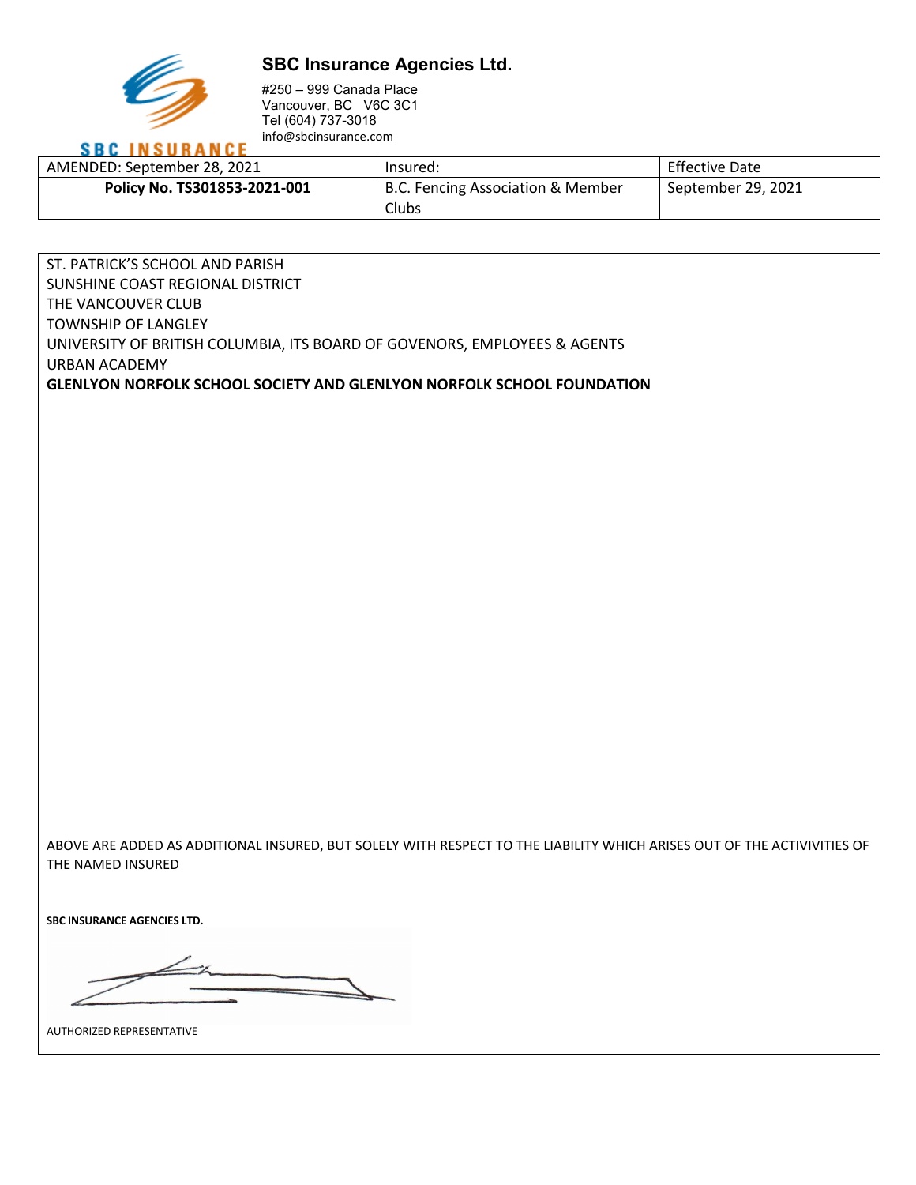**SBC Insurance Agencies Ltd.**

#250 – 999 Canada Place
Vancouver, BC V6C 3C1
Tel (604) 737-3018
info@sbcinsurance.com

SBC INSURANCE

| | | |
|---|---|---|
| AMENDED: September 28, 2021 | Insured: | Effective Date |
| **Policy No. TS301853-2021-001** | B.C. Fencing Association & Member Clubs | September 29, 2021 |

ST. PATRICK'S SCHOOL AND PARISH
SUNSHINE COAST REGIONAL DISTRICT
THE VANCOUVER CLUB
TOWNSHIP OF LANGLEY
UNIVERSITY OF BRITISH COLUMBIA, ITS BOARD OF GOVENORS, EMPLOYEES & AGENTS
URBAN ACADEMY
**GLENLYON NORFOLK SCHOOL SOCIETY AND GLENLYON NORFOLK SCHOOL FOUNDATION**

ABOVE ARE ADDED AS ADDITIONAL INSURED, BUT SOLELY WITH RESPECT TO THE LIABILITY WHICH ARISES OUT OF THE ACTIVIVITIES OF THE NAMED INSURED

**SBC INSURANCE AGENCIES LTD.**

AUTHORIZED REPRESENTATIVE